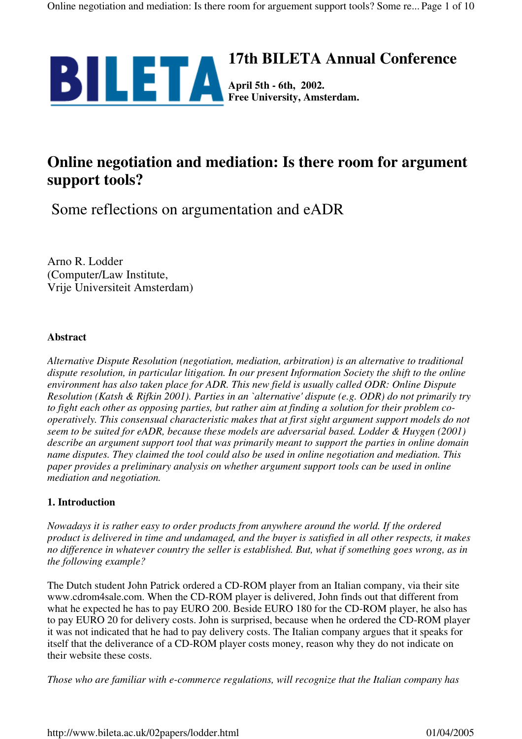**BILETA**

# 17th BILETA Annual Conference

**April 5th - 6th, 2002.**
**Free University, Amsterdam.**

# Online negotiation and mediation: Is there room for argument support tools?

## Some reflections on argumentation and eADR

Arno R. Lodder
(Computer/Law Institute,
Vrije Universiteit Amsterdam)

### Abstract

*Alternative Dispute Resolution (negotiation, mediation, arbitration) is an alternative to traditional dispute resolution, in particular litigation. In our present Information Society the shift to the online environment has also taken place for ADR. This new field is usually called ODR: Online Dispute Resolution (Katsh & Rifkin 2001). Parties in an `alternative' dispute (e.g. ODR) do not primarily try to fight each other as opposing parties, but rather aim at finding a solution for their problem co-operatively. This consensual characteristic makes that at first sight argument support models do not seem to be suited for eADR, because these models are adversarial based. Lodder & Huygen (2001) describe an argument support tool that was primarily meant to support the parties in online domain name disputes. They claimed the tool could also be used in online negotiation and mediation. This paper provides a preliminary analysis on whether argument support tools can be used in online mediation and negotiation.*

### 1. Introduction

*Nowadays it is rather easy to order products from anywhere around the world. If the ordered product is delivered in time and undamaged, and the buyer is satisfied in all other respects, it makes no difference in whatever country the seller is established. But, what if something goes wrong, as in the following example?*

The Dutch student John Patrick ordered a CD-ROM player from an Italian company, via their site www.cdrom4sale.com. When the CD-ROM player is delivered, John finds out that different from what he expected he has to pay EURO 200. Beside EURO 180 for the CD-ROM player, he also has to pay EURO 20 for delivery costs. John is surprised, because when he ordered the CD-ROM player it was not indicated that he had to pay delivery costs. The Italian company argues that it speaks for itself that the deliverance of a CD-ROM player costs money, reason why they do not indicate on their website these costs.

*Those who are familiar with e-commerce regulations, will recognize that the Italian company has*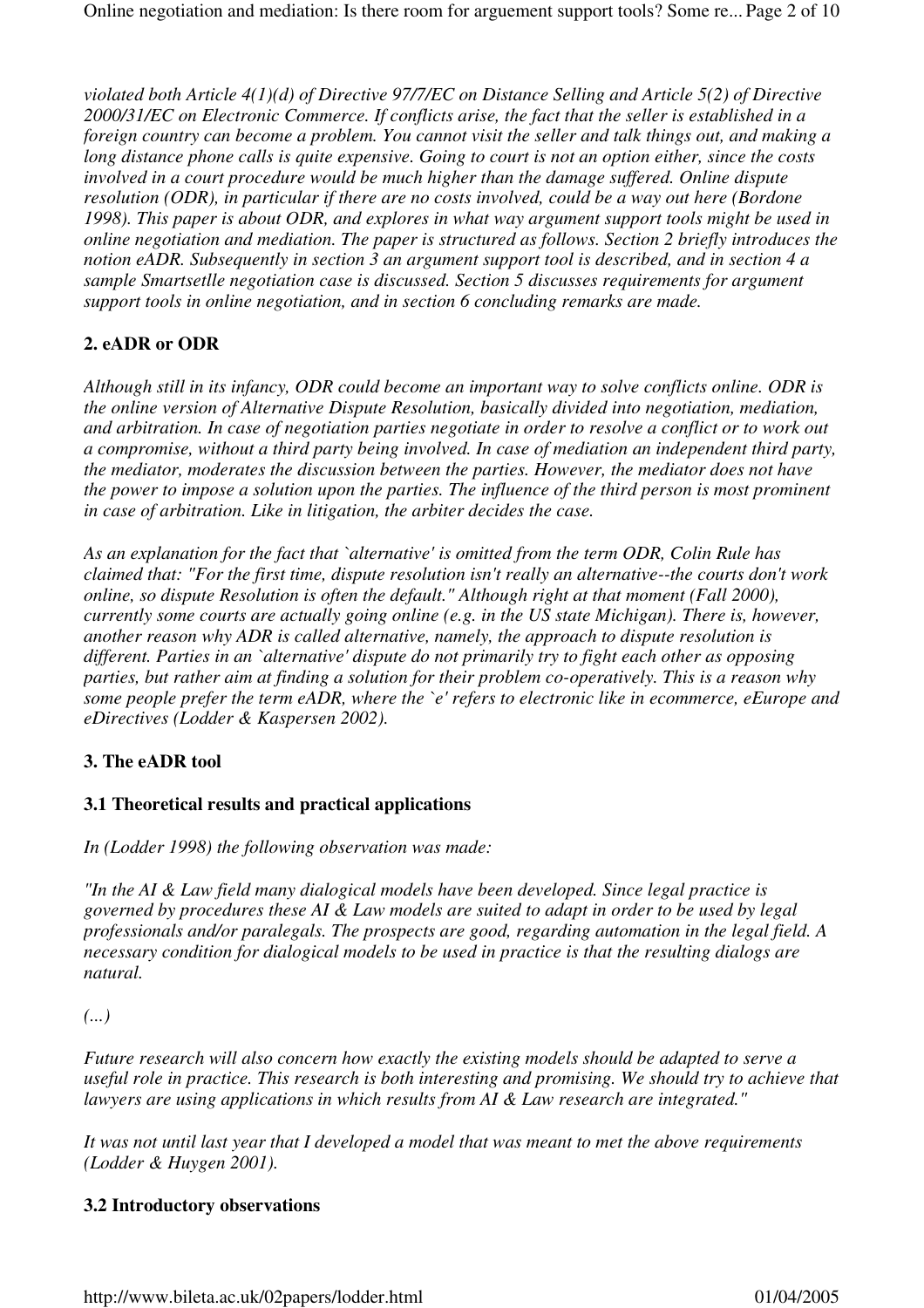*violated both Article 4(1)(d) of Directive 97/7/EC on Distance Selling and Article 5(2) of Directive 2000/31/EC on Electronic Commerce. If conflicts arise, the fact that the seller is established in a foreign country can become a problem. You cannot visit the seller and talk things out, and making a long distance phone calls is quite expensive. Going to court is not an option either, since the costs involved in a court procedure would be much higher than the damage suffered. Online dispute resolution (ODR), in particular if there are no costs involved, could be a way out here (Bordone 1998). This paper is about ODR, and explores in what way argument support tools might be used in online negotiation and mediation. The paper is structured as follows. Section 2 briefly introduces the notion eADR. Subsequently in section 3 an argument support tool is described, and in section 4 a sample Smartsetlle negotiation case is discussed. Section 5 discusses requirements for argument support tools in online negotiation, and in section 6 concluding remarks are made.*

## 2. eADR or ODR

*Although still in its infancy, ODR could become an important way to solve conflicts online. ODR is the online version of Alternative Dispute Resolution, basically divided into negotiation, mediation, and arbitration. In case of negotiation parties negotiate in order to resolve a conflict or to work out a compromise, without a third party being involved. In case of mediation an independent third party, the mediator, moderates the discussion between the parties. However, the mediator does not have the power to impose a solution upon the parties. The influence of the third person is most prominent in case of arbitration. Like in litigation, the arbiter decides the case.*

*As an explanation for the fact that `alternative' is omitted from the term ODR, Colin Rule has claimed that: "For the first time, dispute resolution isn't really an alternative--the courts don't work online, so dispute Resolution is often the default." Although right at that moment (Fall 2000), currently some courts are actually going online (e.g. in the US state Michigan). There is, however, another reason why ADR is called alternative, namely, the approach to dispute resolution is different. Parties in an `alternative' dispute do not primarily try to fight each other as opposing parties, but rather aim at finding a solution for their problem co-operatively. This is a reason why some people prefer the term eADR, where the `e' refers to electronic like in ecommerce, eEurope and eDirectives (Lodder & Kaspersen 2002).*

## 3. The eADR tool

### 3.1 Theoretical results and practical applications

*In (Lodder 1998) the following observation was made:*

*"In the AI & Law field many dialogical models have been developed. Since legal practice is governed by procedures these AI & Law models are suited to adapt in order to be used by legal professionals and/or paralegals. The prospects are good, regarding automation in the legal field. A necessary condition for dialogical models to be used in practice is that the resulting dialogs are natural.*

*(...)*

*Future research will also concern how exactly the existing models should be adapted to serve a useful role in practice. This research is both interesting and promising. We should try to achieve that lawyers are using applications in which results from AI & Law research are integrated."*

*It was not until last year that I developed a model that was meant to met the above requirements (Lodder & Huygen 2001).*

### 3.2 Introductory observations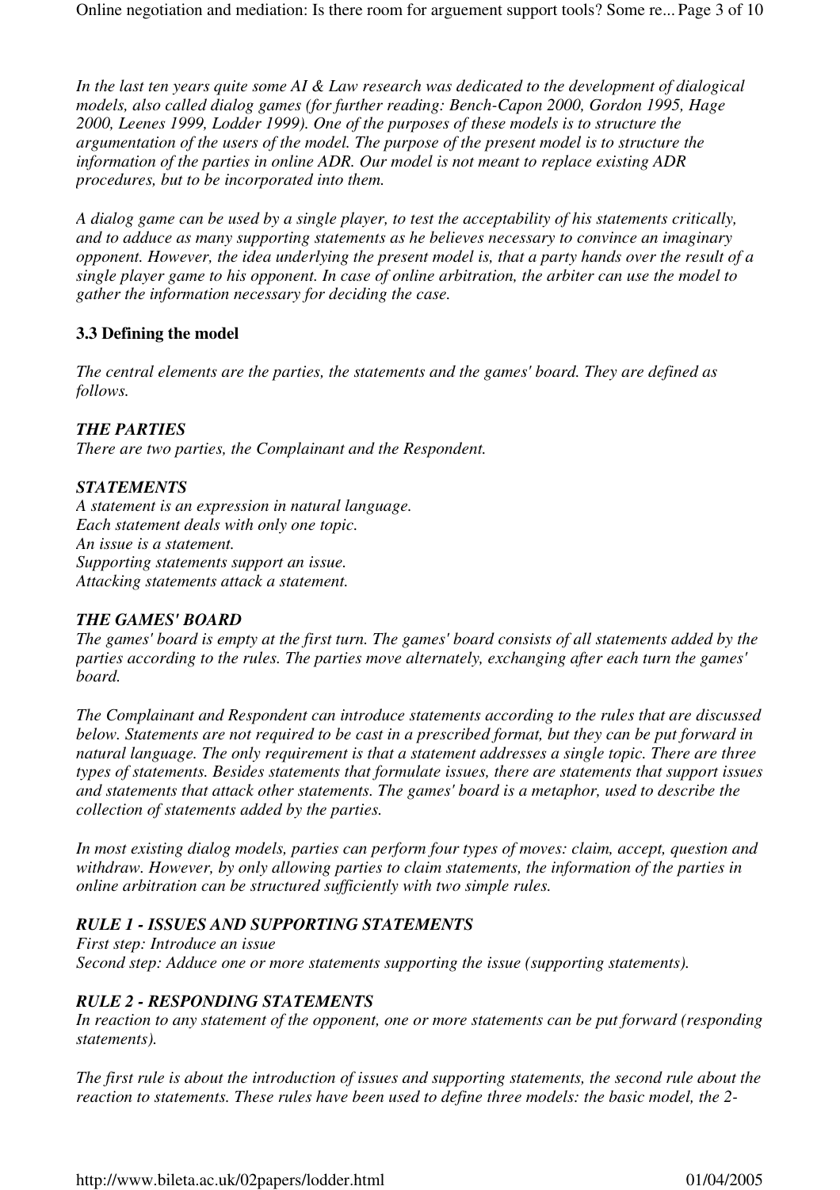*In the last ten years quite some AI & Law research was dedicated to the development of dialogical models, also called dialog games (for further reading: Bench-Capon 2000, Gordon 1995, Hage 2000, Leenes 1999, Lodder 1999). One of the purposes of these models is to structure the argumentation of the users of the model. The purpose of the present model is to structure the information of the parties in online ADR. Our model is not meant to replace existing ADR procedures, but to be incorporated into them.*

*A dialog game can be used by a single player, to test the acceptability of his statements critically, and to adduce as many supporting statements as he believes necessary to convince an imaginary opponent. However, the idea underlying the present model is, that a party hands over the result of a single player game to his opponent. In case of online arbitration, the arbiter can use the model to gather the information necessary for deciding the case.*

### 3.3 Defining the model

*The central elements are the parties, the statements and the games' board. They are defined as follows.*

***THE PARTIES***
*There are two parties, the Complainant and the Respondent.*

***STATEMENTS***
*A statement is an expression in natural language.*
*Each statement deals with only one topic.*
*An issue is a statement.*
*Supporting statements support an issue.*
*Attacking statements attack a statement.*

***THE GAMES' BOARD***
*The games' board is empty at the first turn. The games' board consists of all statements added by the parties according to the rules. The parties move alternately, exchanging after each turn the games' board.*

*The Complainant and Respondent can introduce statements according to the rules that are discussed below. Statements are not required to be cast in a prescribed format, but they can be put forward in natural language. The only requirement is that a statement addresses a single topic. There are three types of statements. Besides statements that formulate issues, there are statements that support issues and statements that attack other statements. The games' board is a metaphor, used to describe the collection of statements added by the parties.*

*In most existing dialog models, parties can perform four types of moves: claim, accept, question and withdraw. However, by only allowing parties to claim statements, the information of the parties in online arbitration can be structured sufficiently with two simple rules.*

***RULE 1 - ISSUES AND SUPPORTING STATEMENTS***
*First step: Introduce an issue*
*Second step: Adduce one or more statements supporting the issue (supporting statements).*

***RULE 2 - RESPONDING STATEMENTS***
*In reaction to any statement of the opponent, one or more statements can be put forward (responding statements).*

*The first rule is about the introduction of issues and supporting statements, the second rule about the reaction to statements. These rules have been used to define three models: the basic model, the 2-*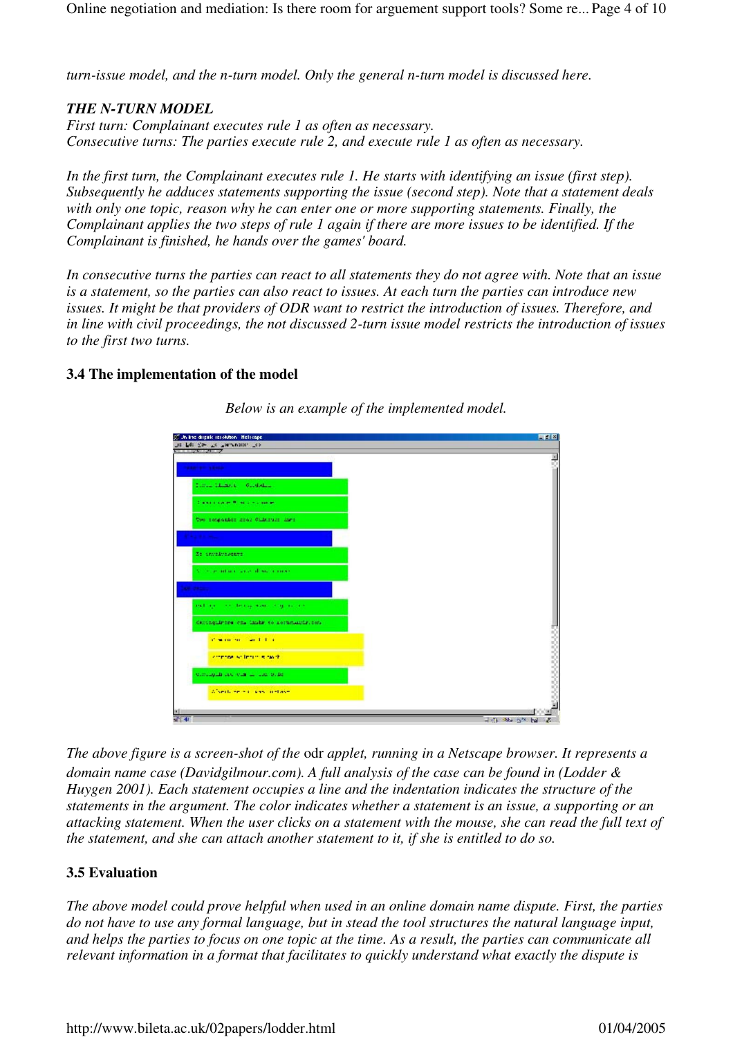*turn-issue model, and the n-turn model. Only the general n-turn model is discussed here.*

***THE N-TURN MODEL***
*First turn: Complainant executes rule 1 as often as necessary.*
*Consecutive turns: The parties execute rule 2, and execute rule 1 as often as necessary.*

*In the first turn, the Complainant executes rule 1. He starts with identifying an issue (first step). Subsequently he adduces statements supporting the issue (second step). Note that a statement deals with only one topic, reason why he can enter one or more supporting statements. Finally, the Complainant applies the two steps of rule 1 again if there are more issues to be identified. If the Complainant is finished, he hands over the games' board.*

*In consecutive turns the parties can react to all statements they do not agree with. Note that an issue is a statement, so the parties can also react to issues. At each turn the parties can introduce new issues. It might be that providers of ODR want to restrict the introduction of issues. Therefore, and in line with civil proceedings, the not discussed 2-turn issue model restricts the introduction of issues to the first two turns.*

## 3.4 The implementation of the model

*Below is an example of the implemented model.*

*The above figure is a screen-shot of the* odr *applet, running in a Netscape browser. It represents a domain name case (Davidgilmour.com). A full analysis of the case can be found in (Lodder & Huygen 2001). Each statement occupies a line and the indentation indicates the structure of the statements in the argument. The color indicates whether a statement is an issue, a supporting or an attacking statement. When the user clicks on a statement with the mouse, she can read the full text of the statement, and she can attach another statement to it, if she is entitled to do so.*

## 3.5 Evaluation

*The above model could prove helpful when used in an online domain name dispute. First, the parties do not have to use any formal language, but in stead the tool structures the natural language input, and helps the parties to focus on one topic at the time. As a result, the parties can communicate all relevant information in a format that facilitates to quickly understand what exactly the dispute is*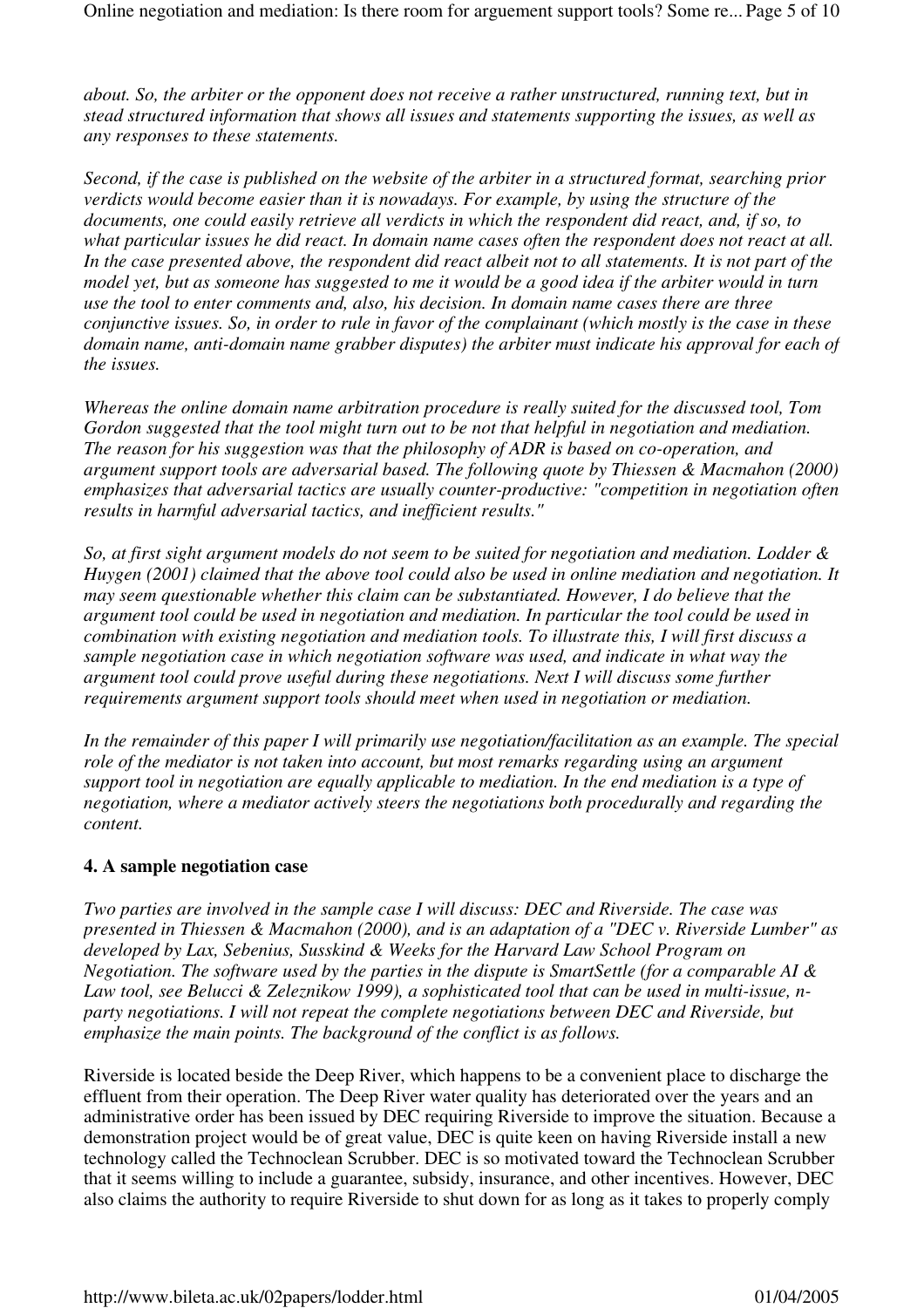*about. So, the arbiter or the opponent does not receive a rather unstructured, running text, but in stead structured information that shows all issues and statements supporting the issues, as well as any responses to these statements.*

*Second, if the case is published on the website of the arbiter in a structured format, searching prior verdicts would become easier than it is nowadays. For example, by using the structure of the documents, one could easily retrieve all verdicts in which the respondent did react, and, if so, to what particular issues he did react. In domain name cases often the respondent does not react at all. In the case presented above, the respondent did react albeit not to all statements. It is not part of the model yet, but as someone has suggested to me it would be a good idea if the arbiter would in turn use the tool to enter comments and, also, his decision. In domain name cases there are three conjunctive issues. So, in order to rule in favor of the complainant (which mostly is the case in these domain name, anti-domain name grabber disputes) the arbiter must indicate his approval for each of the issues.*

*Whereas the online domain name arbitration procedure is really suited for the discussed tool, Tom Gordon suggested that the tool might turn out to be not that helpful in negotiation and mediation. The reason for his suggestion was that the philosophy of ADR is based on co-operation, and argument support tools are adversarial based. The following quote by Thiessen & Macmahon (2000) emphasizes that adversarial tactics are usually counter-productive: "competition in negotiation often results in harmful adversarial tactics, and inefficient results."*

*So, at first sight argument models do not seem to be suited for negotiation and mediation. Lodder & Huygen (2001) claimed that the above tool could also be used in online mediation and negotiation. It may seem questionable whether this claim can be substantiated. However, I do believe that the argument tool could be used in negotiation and mediation. In particular the tool could be used in combination with existing negotiation and mediation tools. To illustrate this, I will first discuss a sample negotiation case in which negotiation software was used, and indicate in what way the argument tool could prove useful during these negotiations. Next I will discuss some further requirements argument support tools should meet when used in negotiation or mediation.*

*In the remainder of this paper I will primarily use negotiation/facilitation as an example. The special role of the mediator is not taken into account, but most remarks regarding using an argument support tool in negotiation are equally applicable to mediation. In the end mediation is a type of negotiation, where a mediator actively steers the negotiations both procedurally and regarding the content.*

## 4. A sample negotiation case

*Two parties are involved in the sample case I will discuss: DEC and Riverside. The case was presented in Thiessen & Macmahon (2000), and is an adaptation of a "DEC v. Riverside Lumber" as developed by Lax, Sebenius, Susskind & Weeks for the Harvard Law School Program on Negotiation. The software used by the parties in the dispute is SmartSettle (for a comparable AI & Law tool, see Belucci & Zeleznikow 1999), a sophisticated tool that can be used in multi-issue, n-party negotiations. I will not repeat the complete negotiations between DEC and Riverside, but emphasize the main points. The background of the conflict is as follows.*

Riverside is located beside the Deep River, which happens to be a convenient place to discharge the effluent from their operation. The Deep River water quality has deteriorated over the years and an administrative order has been issued by DEC requiring Riverside to improve the situation. Because a demonstration project would be of great value, DEC is quite keen on having Riverside install a new technology called the Technoclean Scrubber. DEC is so motivated toward the Technoclean Scrubber that it seems willing to include a guarantee, subsidy, insurance, and other incentives. However, DEC also claims the authority to require Riverside to shut down for as long as it takes to properly comply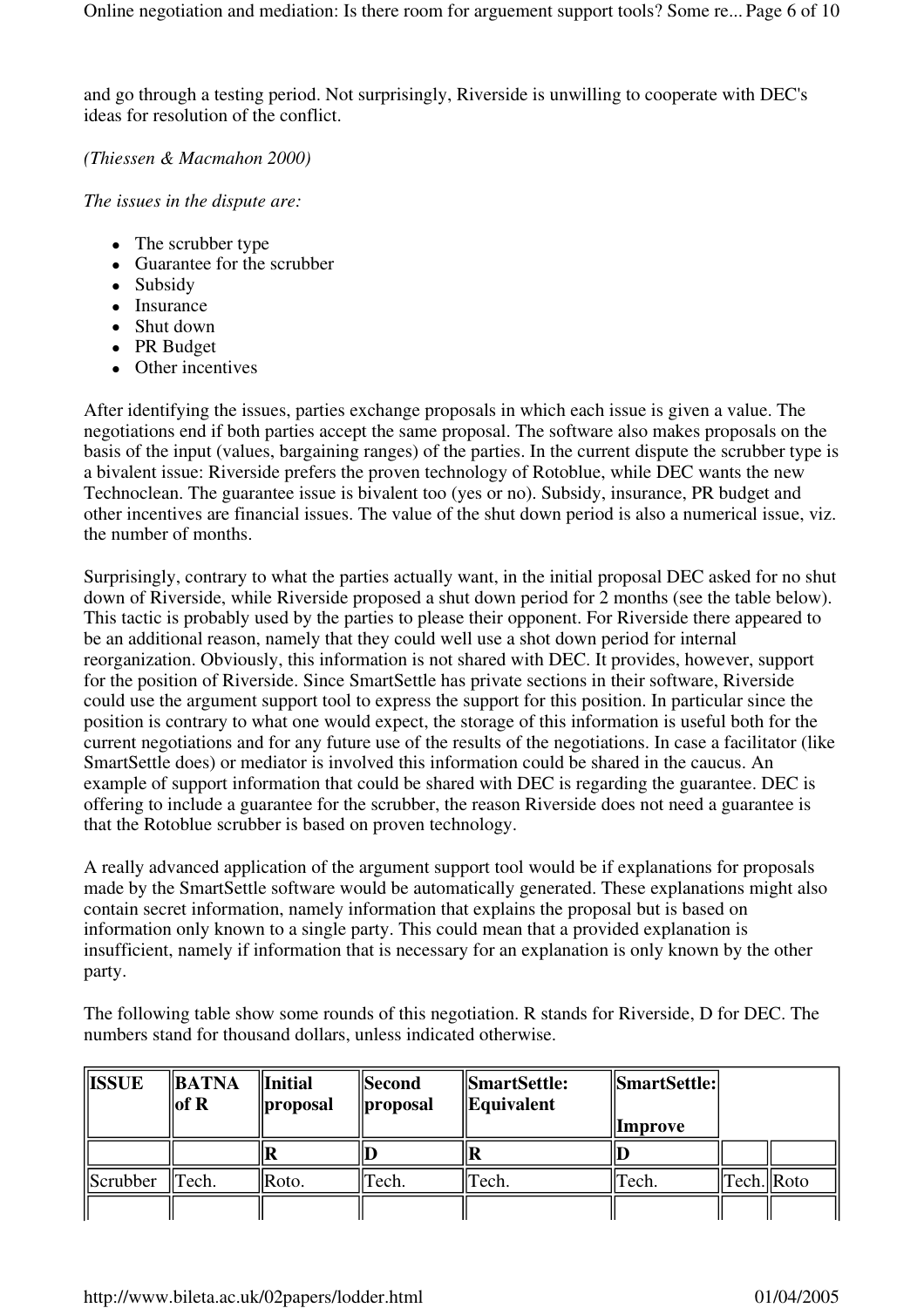and go through a testing period. Not surprisingly, Riverside is unwilling to cooperate with DEC's ideas for resolution of the conflict.

*(Thiessen & Macmahon 2000)*

*The issues in the dispute are:*

- The scrubber type
- Guarantee for the scrubber
- Subsidy
- Insurance
- Shut down
- PR Budget
- Other incentives

After identifying the issues, parties exchange proposals in which each issue is given a value. The negotiations end if both parties accept the same proposal. The software also makes proposals on the basis of the input (values, bargaining ranges) of the parties. In the current dispute the scrubber type is a bivalent issue: Riverside prefers the proven technology of Rotoblue, while DEC wants the new Technoclean. The guarantee issue is bivalent too (yes or no). Subsidy, insurance, PR budget and other incentives are financial issues. The value of the shut down period is also a numerical issue, viz. the number of months.

Surprisingly, contrary to what the parties actually want, in the initial proposal DEC asked for no shut down of Riverside, while Riverside proposed a shut down period for 2 months (see the table below). This tactic is probably used by the parties to please their opponent. For Riverside there appeared to be an additional reason, namely that they could well use a shut down period for internal reorganization. Obviously, this information is not shared with DEC. It provides, however, support for the position of Riverside. Since SmartSettle has private sections in their software, Riverside could use the argument support tool to express the support for this position. In particular since the position is contrary to what one would expect, the storage of this information is useful both for the current negotiations and for any future use of the results of the negotiations. In case a facilitator (like SmartSettle does) or mediator is involved this information could be shared in the caucus. An example of support information that could be shared with DEC is regarding the guarantee. DEC is offering to include a guarantee for the scrubber, the reason Riverside does not need a guarantee is that the Rotoblue scrubber is based on proven technology.

A really advanced application of the argument support tool would be if explanations for proposals made by the SmartSettle software would be automatically generated. These explanations might also contain secret information, namely information that explains the proposal but is based on information only known to a single party. This could mean that a provided explanation is insufficient, namely if information that is necessary for an explanation is only known by the other party.

The following table show some rounds of this negotiation. R stands for Riverside, D for DEC. The numbers stand for thousand dollars, unless indicated otherwise.

| **ISSUE** | **BATNA of R** | **Initial proposal** | **Second proposal** | **SmartSettle: Equivalent** | **SmartSettle: Improve** | | |
|---|---|---|---|---|---|---|---|
| | | **R** | **D** | **R** | **D** | | |
| Scrubber | Tech. | Roto. | Tech. | Tech. | Tech. | Tech. | Roto |
| | | | | | | | |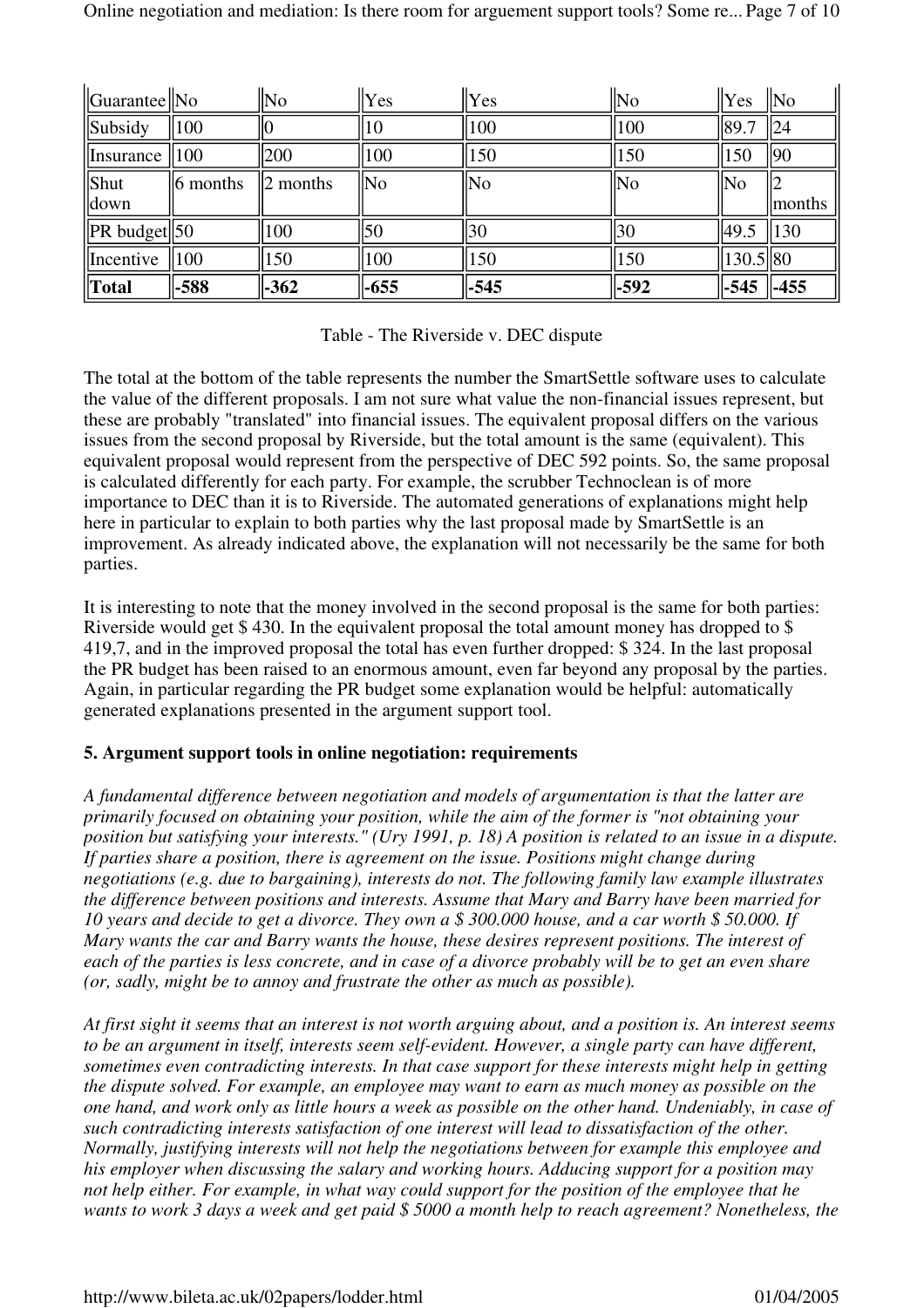| Guarantee | No | No | Yes | Yes | No | Yes | No |
|---|---|---|---|---|---|---|---|
| Subsidy | 100 | 0 | 10 | 100 | 100 | 89.7 | 24 |
| Insurance | 100 | 200 | 100 | 150 | 150 | 150 | 90 |
| Shut down | 6 months | 2 months | No | No | No | No | 2 months |
| PR budget | 50 | 100 | 50 | 30 | 30 | 49.5 | 130 |
| Incentive | 100 | 150 | 100 | 150 | 150 | 130.5 | 80 |
| **Total** | **-588** | **-362** | **-655** | **-545** | **-592** | **-545** | **-455** |

Table - The Riverside v. DEC dispute

The total at the bottom of the table represents the number the SmartSettle software uses to calculate the value of the different proposals. I am not sure what value the non-financial issues represent, but these are probably "translated" into financial issues. The equivalent proposal differs on the various issues from the second proposal by Riverside, but the total amount is the same (equivalent). This equivalent proposal would represent from the perspective of DEC 592 points. So, the same proposal is calculated differently for each party. For example, the scrubber Technoclean is of more importance to DEC than it is to Riverside. The automated generations of explanations might help here in particular to explain to both parties why the last proposal made by SmartSettle is an improvement. As already indicated above, the explanation will not necessarily be the same for both parties.

It is interesting to note that the money involved in the second proposal is the same for both parties: Riverside would get $ 430. In the equivalent proposal the total amount money has dropped to $ 419,7, and in the improved proposal the total has even further dropped: $ 324. In the last proposal the PR budget has been raised to an enormous amount, even far beyond any proposal by the parties. Again, in particular regarding the PR budget some explanation would be helpful: automatically generated explanations presented in the argument support tool.

## 5. Argument support tools in online negotiation: requirements

*A fundamental difference between negotiation and models of argumentation is that the latter are primarily focused on obtaining your position, while the aim of the former is "not obtaining your position but satisfying your interests." (Ury 1991, p. 18) A position is related to an issue in a dispute. If parties share a position, there is agreement on the issue. Positions might change during negotiations (e.g. due to bargaining), interests do not. The following family law example illustrates the difference between positions and interests. Assume that Mary and Barry have been married for 10 years and decide to get a divorce. They own a $ 300.000 house, and a car worth $ 50.000. If Mary wants the car and Barry wants the house, these desires represent positions. The interest of each of the parties is less concrete, and in case of a divorce probably will be to get an even share (or, sadly, might be to annoy and frustrate the other as much as possible).*

*At first sight it seems that an interest is not worth arguing about, and a position is. An interest seems to be an argument in itself, interests seem self-evident. However, a single party can have different, sometimes even contradicting interests. In that case support for these interests might help in getting the dispute solved. For example, an employee may want to earn as much money as possible on the one hand, and work only as little hours a week as possible on the other hand. Undeniably, in case of such contradicting interests satisfaction of one interest will lead to dissatisfaction of the other. Normally, justifying interests will not help the negotiations between for example this employee and his employer when discussing the salary and working hours. Adducing support for a position may not help either. For example, in what way could support for the position of the employee that he wants to work 3 days a week and get paid $ 5000 a month help to reach agreement? Nonetheless, the*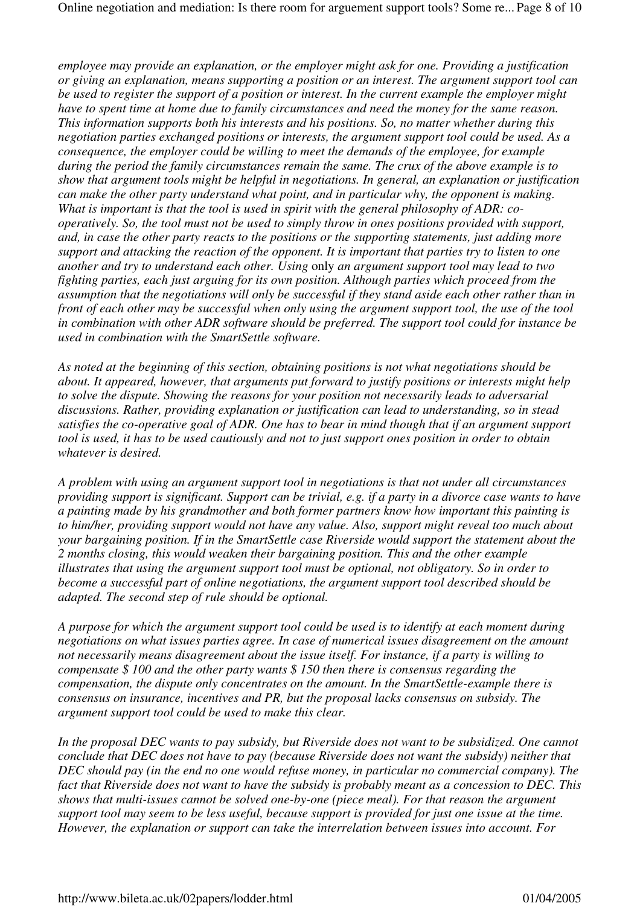*employee may provide an explanation, or the employer might ask for one. Providing a justification or giving an explanation, means supporting a position or an interest. The argument support tool can be used to register the support of a position or interest. In the current example the employer might have to spent time at home due to family circumstances and need the money for the same reason. This information supports both his interests and his positions. So, no matter whether during this negotiation parties exchanged positions or interests, the argument support tool could be used. As a consequence, the employer could be willing to meet the demands of the employee, for example during the period the family circumstances remain the same. The crux of the above example is to show that argument tools might be helpful in negotiations. In general, an explanation or justification can make the other party understand what point, and in particular why, the opponent is making. What is important is that the tool is used in spirit with the general philosophy of ADR: co-operatively. So, the tool must not be used to simply throw in ones positions provided with support, and, in case the other party reacts to the positions or the supporting statements, just adding more support and attacking the reaction of the opponent. It is important that parties try to listen to one another and try to understand each other. Using* only *an argument support tool may lead to two fighting parties, each just arguing for its own position. Although parties which proceed from the assumption that the negotiations will only be successful if they stand aside each other rather than in front of each other may be successful when only using the argument support tool, the use of the tool in combination with other ADR software should be preferred. The support tool could for instance be used in combination with the SmartSettle software.*

*As noted at the beginning of this section, obtaining positions is not what negotiations should be about. It appeared, however, that arguments put forward to justify positions or interests might help to solve the dispute. Showing the reasons for your position not necessarily leads to adversarial discussions. Rather, providing explanation or justification can lead to understanding, so in stead satisfies the co-operative goal of ADR. One has to bear in mind though that if an argument support tool is used, it has to be used cautiously and not to just support ones position in order to obtain whatever is desired.*

*A problem with using an argument support tool in negotiations is that not under all circumstances providing support is significant. Support can be trivial, e.g. if a party in a divorce case wants to have a painting made by his grandmother and both former partners know how important this painting is to him/her, providing support would not have any value. Also, support might reveal too much about your bargaining position. If in the SmartSettle case Riverside would support the statement about the 2 months closing, this would weaken their bargaining position. This and the other example illustrates that using the argument support tool must be optional, not obligatory. So in order to become a successful part of online negotiations, the argument support tool described should be adapted. The second step of rule should be optional.*

*A purpose for which the argument support tool could be used is to identify at each moment during negotiations on what issues parties agree. In case of numerical issues disagreement on the amount not necessarily means disagreement about the issue itself. For instance, if a party is willing to compensate $ 100 and the other party wants $ 150 then there is consensus regarding the compensation, the dispute only concentrates on the amount. In the SmartSettle-example there is consensus on insurance, incentives and PR, but the proposal lacks consensus on subsidy. The argument support tool could be used to make this clear.*

*In the proposal DEC wants to pay subsidy, but Riverside does not want to be subsidized. One cannot conclude that DEC does not have to pay (because Riverside does not want the subsidy) neither that DEC should pay (in the end no one would refuse money, in particular no commercial company). The fact that Riverside does not want to have the subsidy is probably meant as a concession to DEC. This shows that multi-issues cannot be solved one-by-one (piece meal). For that reason the argument support tool may seem to be less useful, because support is provided for just one issue at the time. However, the explanation or support can take the interrelation between issues into account. For*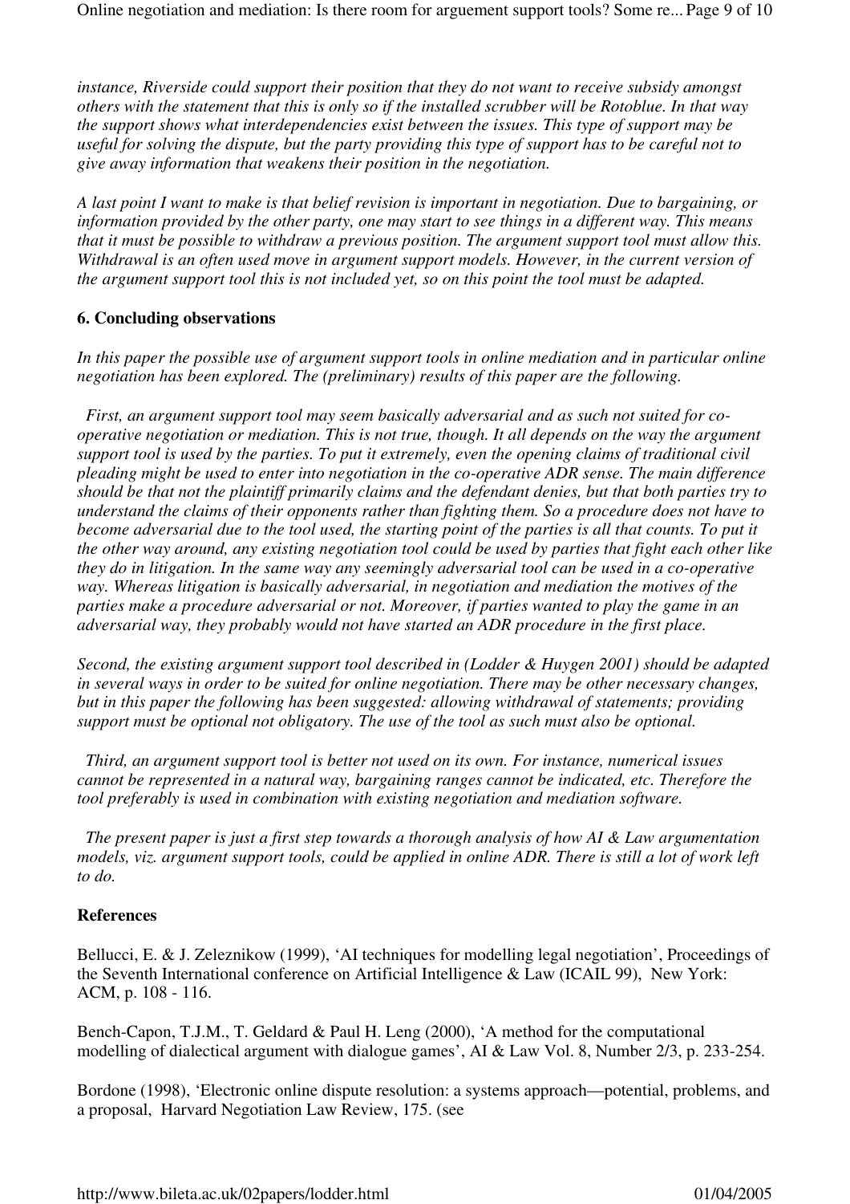*instance, Riverside could support their position that they do not want to receive subsidy amongst others with the statement that this is only so if the installed scrubber will be Rotoblue. In that way the support shows what interdependencies exist between the issues. This type of support may be useful for solving the dispute, but the party providing this type of support has to be careful not to give away information that weakens their position in the negotiation.*

*A last point I want to make is that belief revision is important in negotiation. Due to bargaining, or information provided by the other party, one may start to see things in a different way. This means that it must be possible to withdraw a previous position. The argument support tool must allow this. Withdrawal is an often used move in argument support models. However, in the current version of the argument support tool this is not included yet, so on this point the tool must be adapted.*

### 6. Concluding observations

*In this paper the possible use of argument support tools in online mediation and in particular online negotiation has been explored. The (preliminary) results of this paper are the following.*

*First, an argument support tool may seem basically adversarial and as such not suited for co-operative negotiation or mediation. This is not true, though. It all depends on the way the argument support tool is used by the parties. To put it extremely, even the opening claims of traditional civil pleading might be used to enter into negotiation in the co-operative ADR sense. The main difference should be that not the plaintiff primarily claims and the defendant denies, but that both parties try to understand the claims of their opponents rather than fighting them. So a procedure does not have to become adversarial due to the tool used, the starting point of the parties is all that counts. To put it the other way around, any existing negotiation tool could be used by parties that fight each other like they do in litigation. In the same way any seemingly adversarial tool can be used in a co-operative way. Whereas litigation is basically adversarial, in negotiation and mediation the motives of the parties make a procedure adversarial or not. Moreover, if parties wanted to play the game in an adversarial way, they probably would not have started an ADR procedure in the first place.*

*Second, the existing argument support tool described in (Lodder & Huygen 2001) should be adapted in several ways in order to be suited for online negotiation. There may be other necessary changes, but in this paper the following has been suggested: allowing withdrawal of statements; providing support must be optional not obligatory. The use of the tool as such must also be optional.*

*Third, an argument support tool is better not used on its own. For instance, numerical issues cannot be represented in a natural way, bargaining ranges cannot be indicated, etc. Therefore the tool preferably is used in combination with existing negotiation and mediation software.*

*The present paper is just a first step towards a thorough analysis of how AI & Law argumentation models, viz. argument support tools, could be applied in online ADR. There is still a lot of work left to do.*

### References

Bellucci, E. & J. Zeleznikow (1999), 'AI techniques for modelling legal negotiation', Proceedings of the Seventh International conference on Artificial Intelligence & Law (ICAIL 99), New York: ACM, p. 108 - 116.

Bench-Capon, T.J.M., T. Geldard & Paul H. Leng (2000), 'A method for the computational modelling of dialectical argument with dialogue games', AI & Law Vol. 8, Number 2/3, p. 233-254.

Bordone (1998), 'Electronic online dispute resolution: a systems approach—potential, problems, and a proposal, Harvard Negotiation Law Review, 175. (see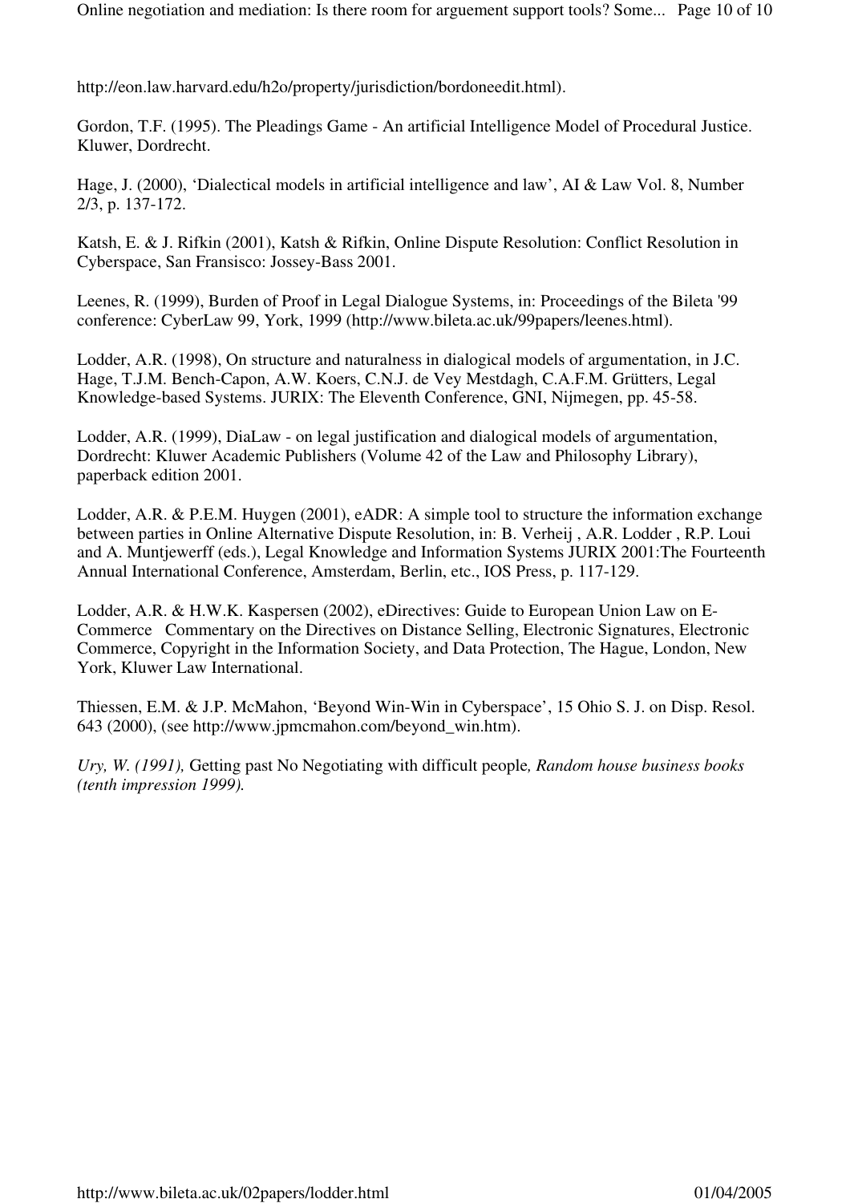http://eon.law.harvard.edu/h2o/property/jurisdiction/bordoneedit.html).

Gordon, T.F. (1995). The Pleadings Game - An artificial Intelligence Model of Procedural Justice. Kluwer, Dordrecht.

Hage, J. (2000), 'Dialectical models in artificial intelligence and law', AI & Law Vol. 8, Number 2/3, p. 137-172.

Katsh, E. & J. Rifkin (2001), Katsh & Rifkin, Online Dispute Resolution: Conflict Resolution in Cyberspace, San Fransisco: Jossey-Bass 2001.

Leenes, R. (1999), Burden of Proof in Legal Dialogue Systems, in: Proceedings of the Bileta '99 conference: CyberLaw 99, York, 1999 (http://www.bileta.ac.uk/99papers/leenes.html).

Lodder, A.R. (1998), On structure and naturalness in dialogical models of argumentation, in J.C. Hage, T.J.M. Bench-Capon, A.W. Koers, C.N.J. de Vey Mestdagh, C.A.F.M. Grütters, Legal Knowledge-based Systems. JURIX: The Eleventh Conference, GNI, Nijmegen, pp. 45-58.

Lodder, A.R. (1999), DiaLaw - on legal justification and dialogical models of argumentation, Dordrecht: Kluwer Academic Publishers (Volume 42 of the Law and Philosophy Library), paperback edition 2001.

Lodder, A.R. & P.E.M. Huygen (2001), eADR: A simple tool to structure the information exchange between parties in Online Alternative Dispute Resolution, in: B. Verheij , A.R. Lodder , R.P. Loui and A. Muntjewerff (eds.), Legal Knowledge and Information Systems JURIX 2001:The Fourteenth Annual International Conference, Amsterdam, Berlin, etc., IOS Press, p. 117-129.

Lodder, A.R. & H.W.K. Kaspersen (2002), eDirectives: Guide to European Union Law on E-Commerce Commentary on the Directives on Distance Selling, Electronic Signatures, Electronic Commerce, Copyright in the Information Society, and Data Protection, The Hague, London, New York, Kluwer Law International.

Thiessen, E.M. & J.P. McMahon, 'Beyond Win-Win in Cyberspace', 15 Ohio S. J. on Disp. Resol. 643 (2000), (see http://www.jpmcmahon.com/beyond_win.htm).

*Ury, W. (1991),* Getting past No Negotiating with difficult people*, Random house business books (tenth impression 1999).*